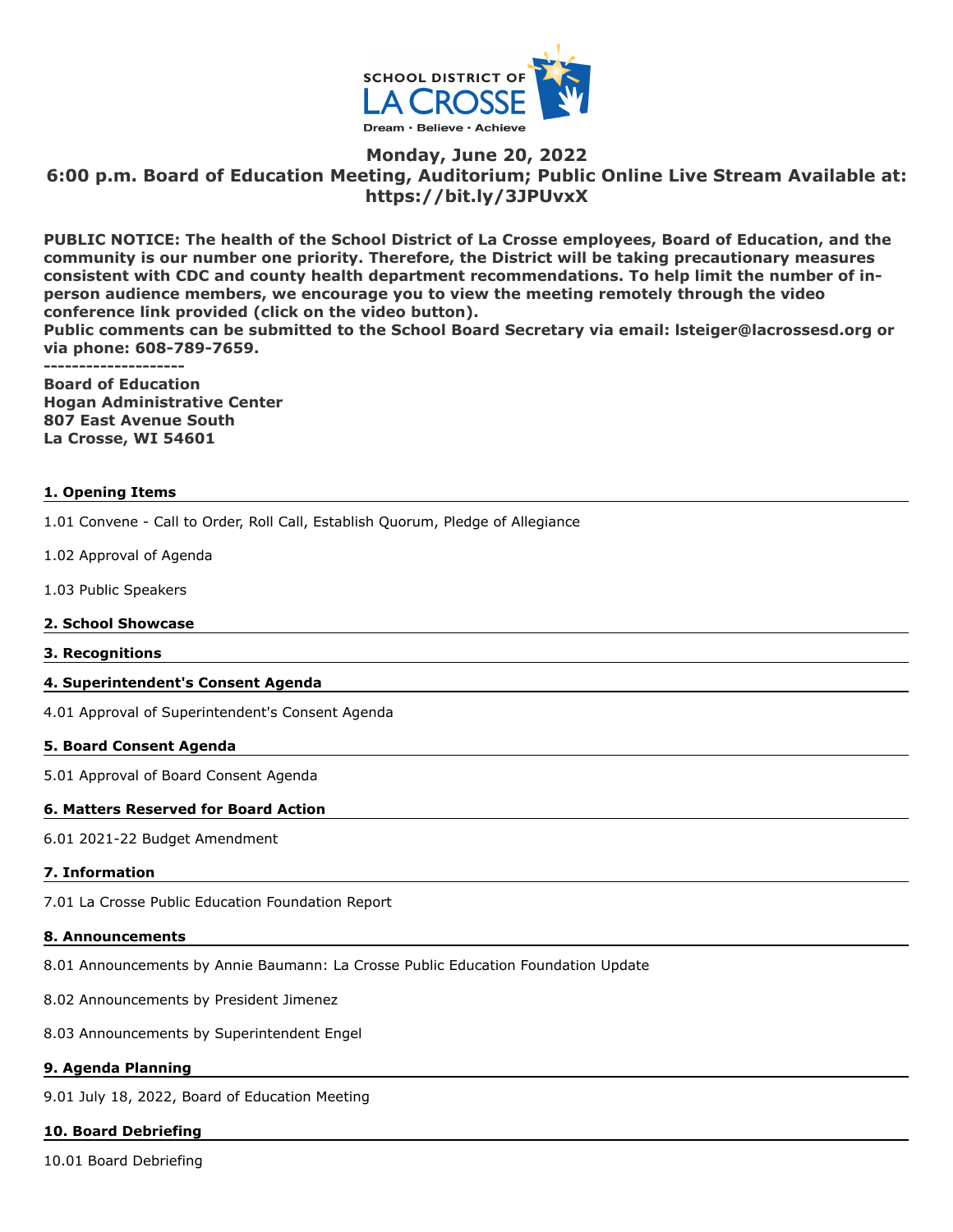SCHOOL DISTRICT OF LA CROSSE

Dream · Believe · Achieve

## Monday, June 20, 2022
## 6:00 p.m. Board of Education Meeting, Auditorium; Public Online Live Stream Available at: https://bit.ly/3JPUvxX

**PUBLIC NOTICE: The health of the School District of La Crosse employees, Board of Education, and the community is our number one priority. Therefore, the District will be taking precautionary measures consistent with CDC and county health department recommendations. To help limit the number of in-person audience members, we encourage you to view the meeting remotely through the video conference link provided (click on the video button).**
**Public comments can be submitted to the School Board Secretary via email: lsteiger@lacrossesd.org or via phone: 608-789-7659.**

**--------------------**

**Board of Education**
**Hogan Administrative Center**
**807 East Avenue South**
**La Crosse, WI 54601**

### 1. Opening Items

1.01 Convene - Call to Order, Roll Call, Establish Quorum, Pledge of Allegiance

1.02 Approval of Agenda

1.03 Public Speakers

### 2. School Showcase

### 3. Recognitions

### 4. Superintendent's Consent Agenda

4.01 Approval of Superintendent's Consent Agenda

### 5. Board Consent Agenda

5.01 Approval of Board Consent Agenda

### 6. Matters Reserved for Board Action

6.01 2021-22 Budget Amendment

### 7. Information

7.01 La Crosse Public Education Foundation Report

### 8. Announcements

8.01 Announcements by Annie Baumann: La Crosse Public Education Foundation Update

8.02 Announcements by President Jimenez

8.03 Announcements by Superintendent Engel

### 9. Agenda Planning

9.01 July 18, 2022, Board of Education Meeting

### 10. Board Debriefing

10.01 Board Debriefing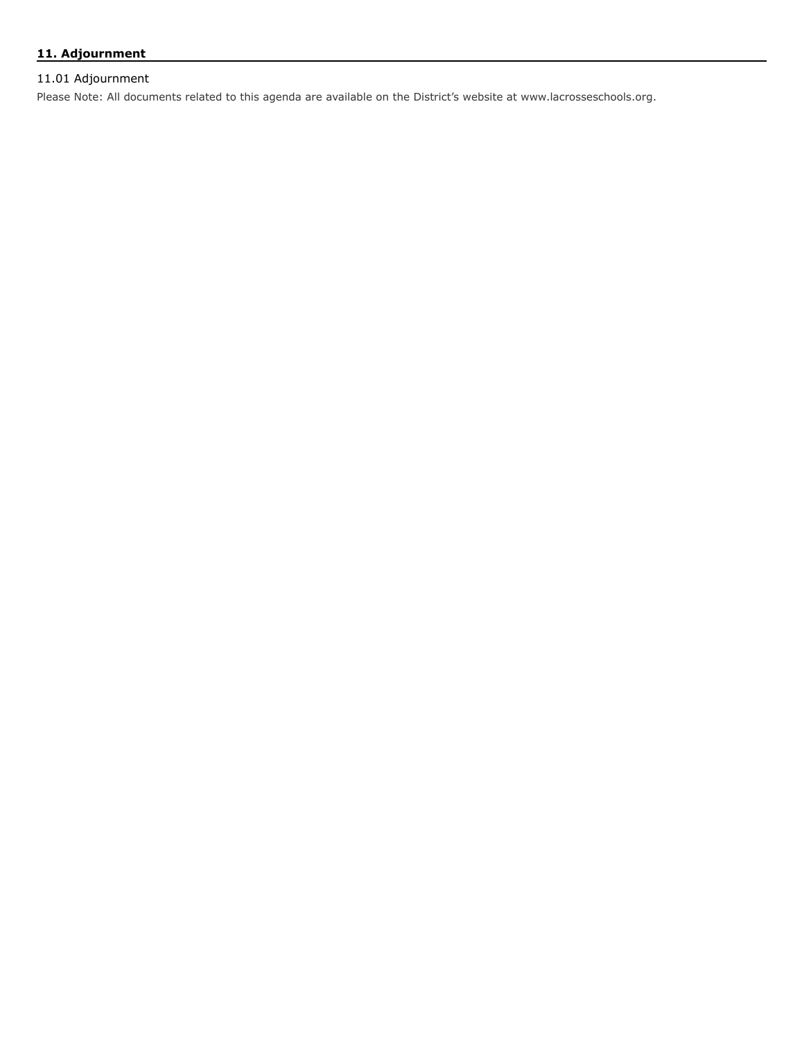## **11. Adjournment**

11.01 Adjournment

Please Note: All documents related to this agenda are available on the District's website at www.lacrosseschools.org.